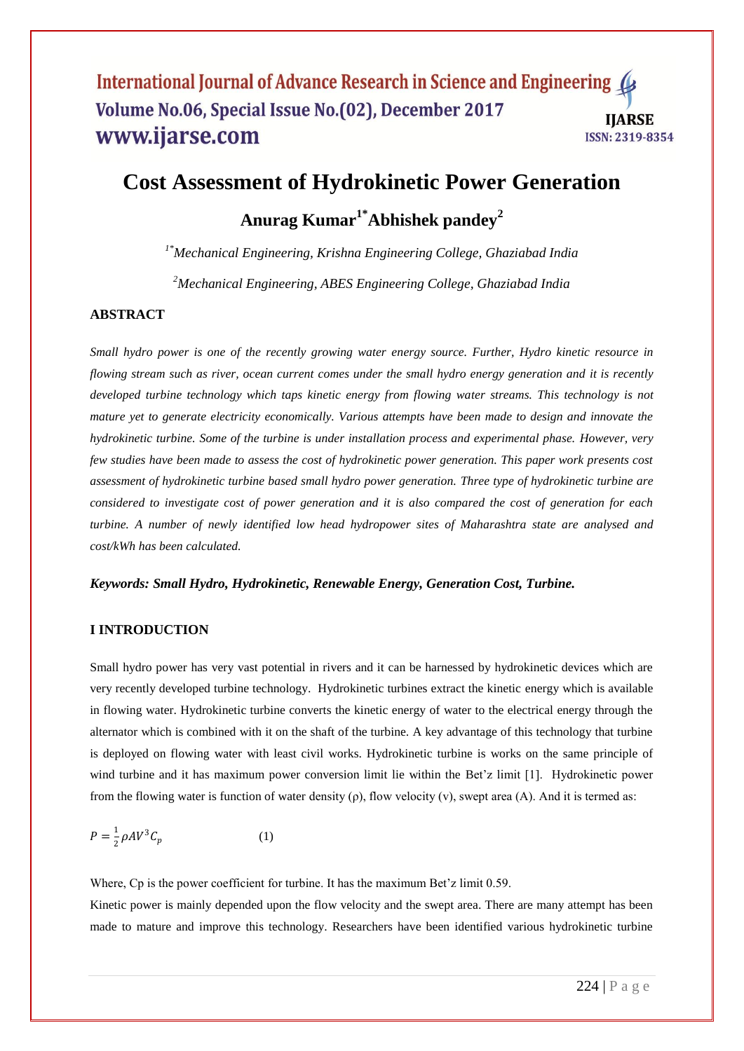# Cost Assessment of Hydrokinetic Power Generation

## Anurag Kumar[1*] Abhishek pandey[2]

*[1*]Mechanical Engineering, Krishna Engineering College, Ghaziabad India*

*[2]Mechanical Engineering, ABES Engineering College, Ghaziabad India*

### ABSTRACT

*Small hydro power is one of the recently growing water energy source. Further, Hydro kinetic resource in flowing stream such as river, ocean current comes under the small hydro energy generation and it is recently developed turbine technology which taps kinetic energy from flowing water streams. This technology is not mature yet to generate electricity economically. Various attempts have been made to design and innovate the hydrokinetic turbine. Some of the turbine is under installation process and experimental phase. However, very few studies have been made to assess the cost of hydrokinetic power generation. This paper work presents cost assessment of hydrokinetic turbine based small hydro power generation. Three type of hydrokinetic turbine are considered to investigate cost of power generation and it is also compared the cost of generation for each turbine. A number of newly identified low head hydropower sites of Maharashtra state are analysed and cost/kWh has been calculated.*

***Keywords: Small Hydro, Hydrokinetic, Renewable Energy, Generation Cost, Turbine.***

### I INTRODUCTION

Small hydro power has very vast potential in rivers and it can be harnessed by hydrokinetic devices which are very recently developed turbine technology. Hydrokinetic turbines extract the kinetic energy which is available in flowing water. Hydrokinetic turbine converts the kinetic energy of water to the electrical energy through the alternator which is combined with it on the shaft of the turbine. A key advantage of this technology that turbine is deployed on flowing water with least civil works. Hydrokinetic turbine is works on the same principle of wind turbine and it has maximum power conversion limit lie within the Bet'z limit [1]. Hydrokinetic power from the flowing water is function of water density (ρ), flow velocity (v), swept area (A). And it is termed as:

$$P = \frac{1}{2}\rho A V^3 C_p \qquad (1)$$

Where, Cp is the power coefficient for turbine. It has the maximum Bet'z limit 0.59.

Kinetic power is mainly depended upon the flow velocity and the swept area. There are many attempt has been made to mature and improve this technology. Researchers have been identified various hydrokinetic turbine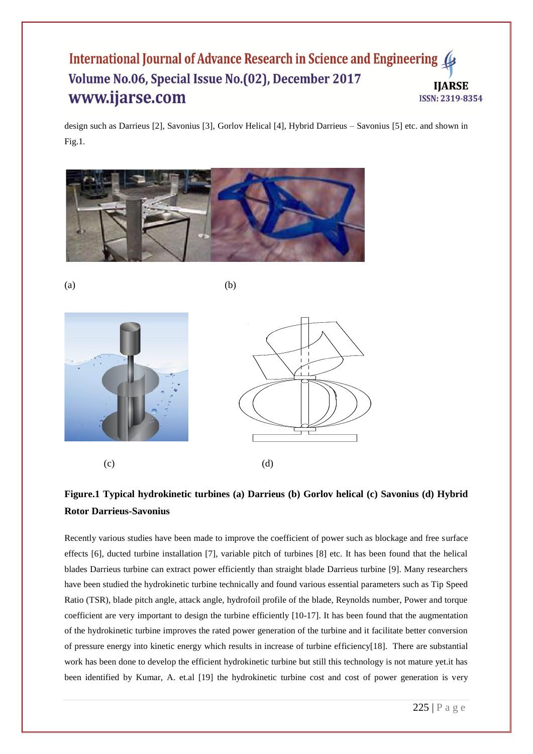design such as Darrieus [2], Savonius [3], Gorlov Helical [4], Hybrid Darrieus – Savonius [5] etc. and shown in Fig.1.

(a) (b)

(c) (d)

**Figure.1 Typical hydrokinetic turbines (a) Darrieus (b) Gorlov helical (c) Savonius (d) Hybrid Rotor Darrieus-Savonius**

Recently various studies have been made to improve the coefficient of power such as blockage and free surface effects [6], ducted turbine installation [7], variable pitch of turbines [8] etc. It has been found that the helical blades Darrieus turbine can extract power efficiently than straight blade Darrieus turbine [9]. Many researchers have been studied the hydrokinetic turbine technically and found various essential parameters such as Tip Speed Ratio (TSR), blade pitch angle, attack angle, hydrofoil profile of the blade, Reynolds number, Power and torque coefficient are very important to design the turbine efficiently [10-17]. It has been found that the augmentation of the hydrokinetic turbine improves the rated power generation of the turbine and it facilitate better conversion of pressure energy into kinetic energy which results in increase of turbine efficiency[18]. There are substantial work has been done to develop the efficient hydrokinetic turbine but still this technology is not mature yet.it has been identified by Kumar, A. et.al [19] the hydrokinetic turbine cost and cost of power generation is very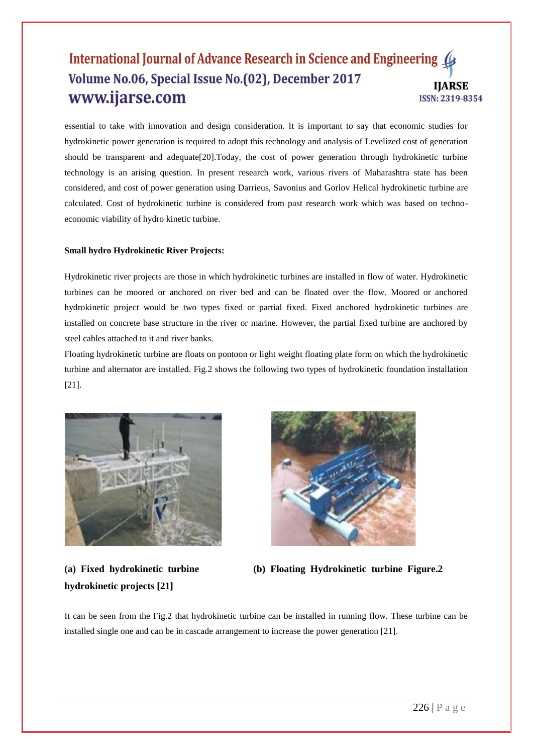essential to take with innovation and design consideration. It is important to say that economic studies for hydrokinetic power generation is required to adopt this technology and analysis of Levelized cost of generation should be transparent and adequate[20].Today, the cost of power generation through hydrokinetic turbine technology is an arising question. In present research work, various rivers of Maharashtra state has been considered, and cost of power generation using Darrieus, Savonius and Gorlov Helical hydrokinetic turbine are calculated. Cost of hydrokinetic turbine is considered from past research work which was based on techno-economic viability of hydro kinetic turbine.

**Small hydro Hydrokinetic River Projects:**

Hydrokinetic river projects are those in which hydrokinetic turbines are installed in flow of water. Hydrokinetic turbines can be moored or anchored on river bed and can be floated over the flow. Moored or anchored hydrokinetic project would be two types fixed or partial fixed. Fixed anchored hydrokinetic turbines are installed on concrete base structure in the river or marine. However, the partial fixed turbine are anchored by steel cables attached to it and river banks.

Floating hydrokinetic turbine are floats on pontoon or light weight floating plate form on which the hydrokinetic turbine and alternator are installed. Fig.2 shows the following two types of hydrokinetic foundation installation [21].

**(a) Fixed hydrokinetic turbine** **(b) Floating Hydrokinetic turbine Figure.2 hydrokinetic projects [21]**

It can be seen from the Fig.2 that hydrokinetic turbine can be installed in running flow. These turbine can be installed single one and can be in cascade arrangement to increase the power generation [21].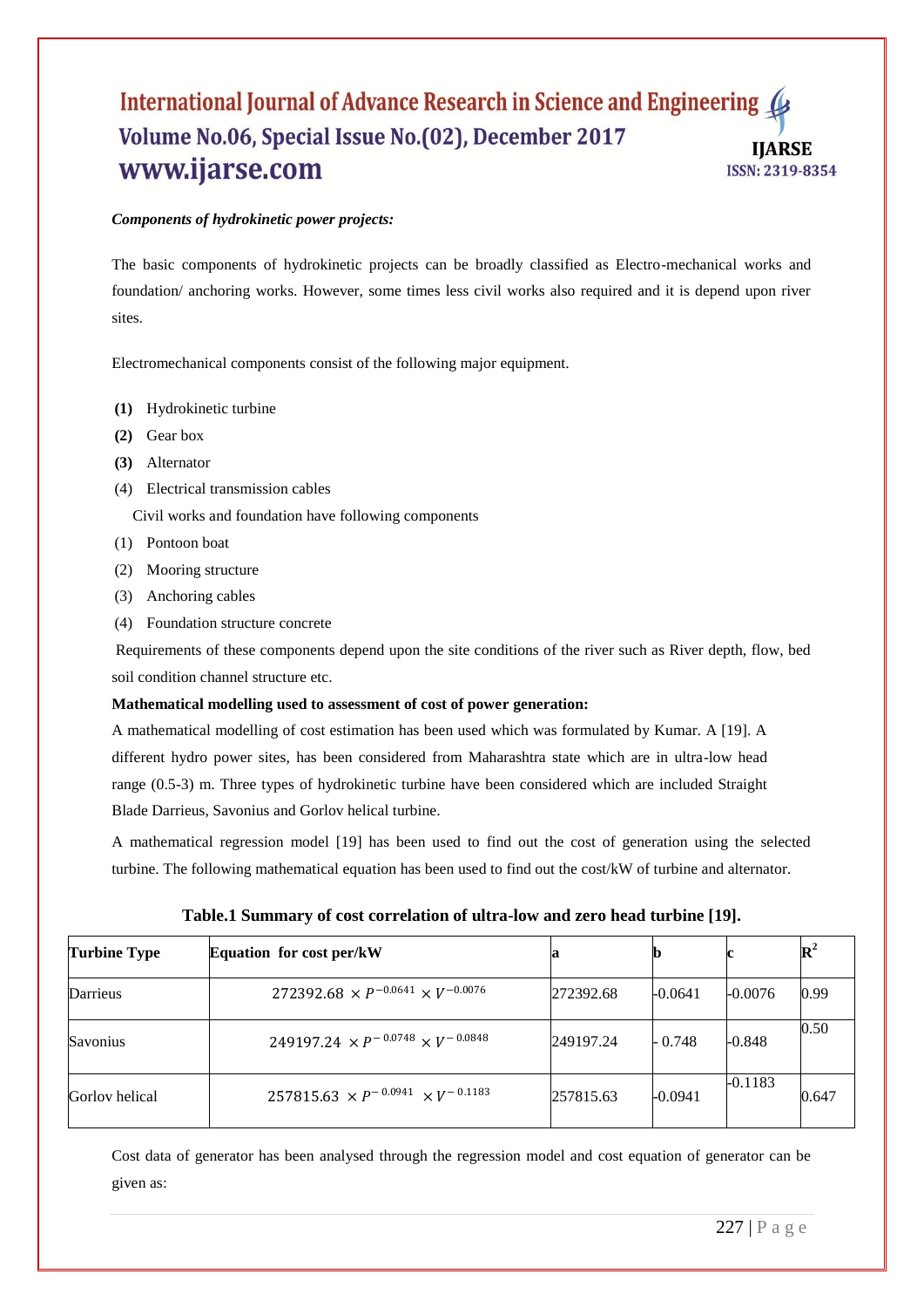***Components of hydrokinetic power projects:***

The basic components of hydrokinetic projects can be broadly classified as Electro-mechanical works and foundation/ anchoring works. However, some times less civil works also required and it is depend upon river sites.

Electromechanical components consist of the following major equipment.

**(1)** Hydrokinetic turbine

**(2)** Gear box

**(3)** Alternator

(4) Electrical transmission cables

Civil works and foundation have following components

(1) Pontoon boat

(2) Mooring structure

(3) Anchoring cables

(4) Foundation structure concrete

Requirements of these components depend upon the site conditions of the river such as River depth, flow, bed soil condition channel structure etc.

**Mathematical modelling used to assessment of cost of power generation:**

A mathematical modelling of cost estimation has been used which was formulated by Kumar. A [19]. A different hydro power sites, has been considered from Maharashtra state which are in ultra-low head range (0.5-3) m. Three types of hydrokinetic turbine have been considered which are included Straight Blade Darrieus, Savonius and Gorlov helical turbine.

A mathematical regression model [19] has been used to find out the cost of generation using the selected turbine. The following mathematical equation has been used to find out the cost/kW of turbine and alternator.

**Table.1 Summary of cost correlation of ultra-low and zero head turbine [19].**

| Turbine Type | Equation for cost per/kW | a | b | c | $R^2$ |
|---|---|---|---|---|---|
| Darrieus | $272392.68 \times P^{-0.0641} \times V^{-0.0076}$ | 272392.68 | -0.0641 | -0.0076 | 0.99 |
| Savonius | $249197.24 \times P^{-0.0748} \times V^{-0.0848}$ | 249197.24 | - 0.748 | -0.848 | 0.50 |
| Gorlov helical | $257815.63 \times P^{-0.0941} \times V^{-0.1183}$ | 257815.63 | -0.0941 | -0.1183 | 0.647 |

Cost data of generator has been analysed through the regression model and cost equation of generator can be given as: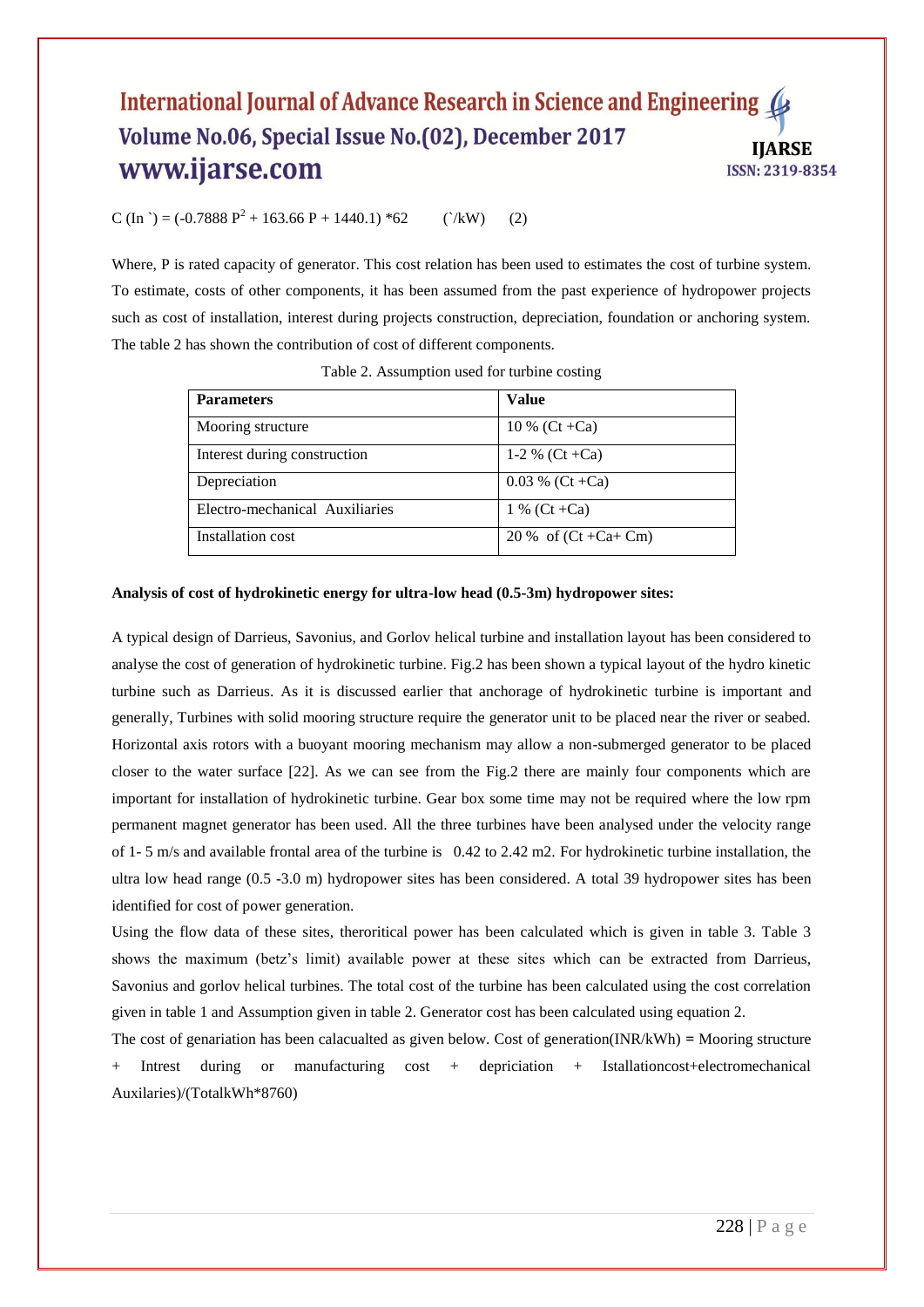$$C\ (\text{In}\ `) = (-0.7888\ P^2 + 163.66\ P + 1440.1) * 62 \qquad (`/\text{kW}) \qquad (2)$$

Where, P is rated capacity of generator. This cost relation has been used to estimates the cost of turbine system. To estimate, costs of other components, it has been assumed from the past experience of hydropower projects such as cost of installation, interest during projects construction, depreciation, foundation or anchoring system. The table 2 has shown the contribution of cost of different components.

Table 2. Assumption used for turbine costing

| **Parameters** | **Value** |
|---|---|
| Mooring structure | 10 % (Ct +Ca) |
| Interest during construction | 1-2 % (Ct +Ca) |
| Depreciation | 0.03 % (Ct +Ca) |
| Electro-mechanical Auxiliaries | 1 % (Ct +Ca) |
| Installation cost | 20 % of (Ct +Ca+ Cm) |

**Analysis of cost of hydrokinetic energy for ultra-low head (0.5-3m) hydropower sites:**

A typical design of Darrieus, Savonius, and Gorlov helical turbine and installation layout has been considered to analyse the cost of generation of hydrokinetic turbine. Fig.2 has been shown a typical layout of the hydro kinetic turbine such as Darrieus. As it is discussed earlier that anchorage of hydrokinetic turbine is important and generally, Turbines with solid mooring structure require the generator unit to be placed near the river or seabed. Horizontal axis rotors with a buoyant mooring mechanism may allow a non-submerged generator to be placed closer to the water surface [22]. As we can see from the Fig.2 there are mainly four components which are important for installation of hydrokinetic turbine. Gear box some time may not be required where the low rpm permanent magnet generator has been used. All the three turbines have been analysed under the velocity range of 1- 5 m/s and available frontal area of the turbine is 0.42 to 2.42 m2. For hydrokinetic turbine installation, the ultra low head range (0.5 -3.0 m) hydropower sites has been considered. A total 39 hydropower sites has been identified for cost of power generation.

Using the flow data of these sites, theroritical power has been calculated which is given in table 3. Table 3 shows the maximum (betz's limit) available power at these sites which can be extracted from Darrieus, Savonius and gorlov helical turbines. The total cost of the turbine has been calculated using the cost correlation given in table 1 and Assumption given in table 2. Generator cost has been calculated using equation 2.

The cost of genariation has been calacualted as given below. Cost of generation(INR/kWh) **=** Mooring structure + Intrest during or manufacturing cost + depriciation + Istallationcost+electromechanical Auxilaries)/(TotalkWh*8760)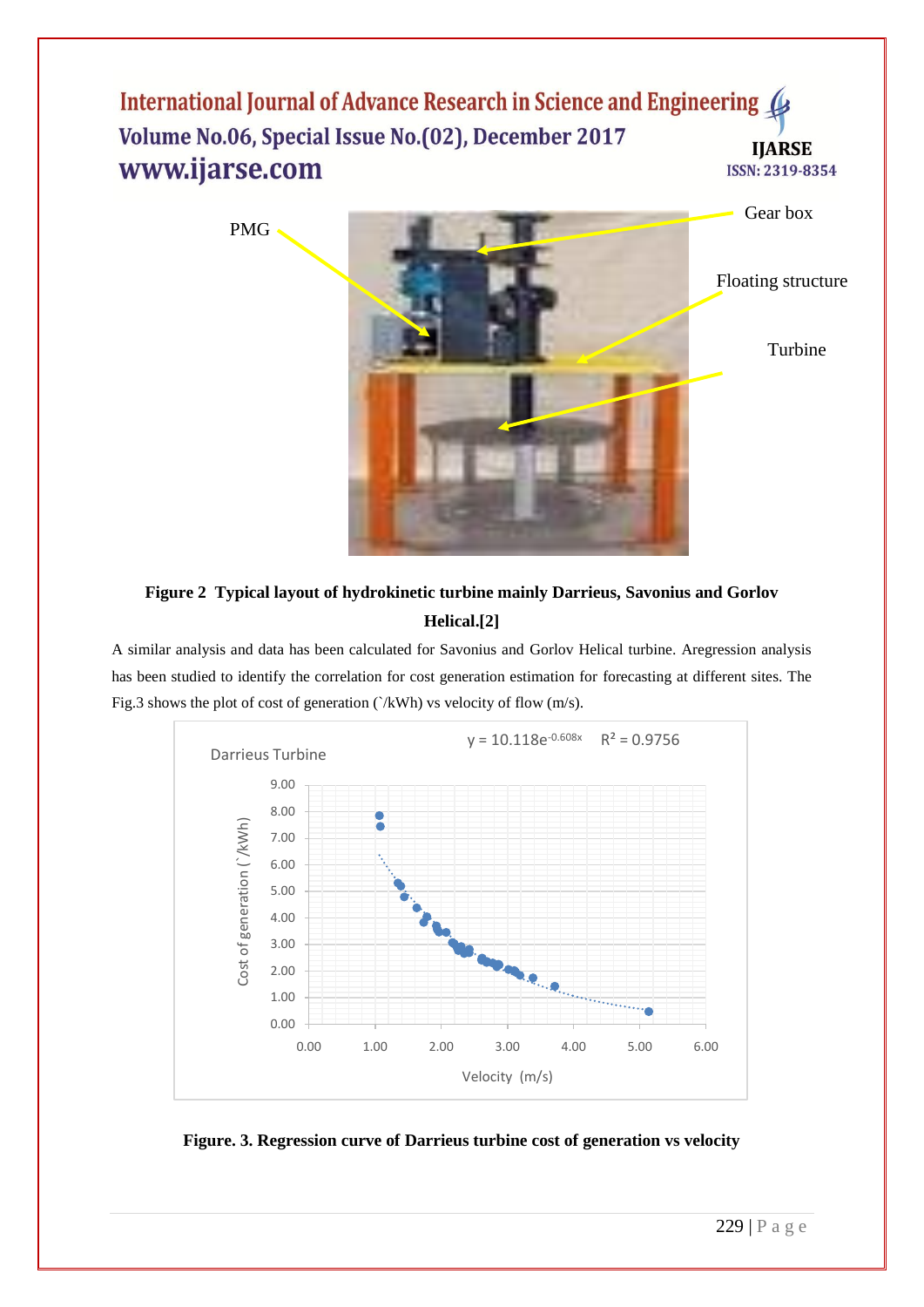**Figure 2 Typical layout of hydrokinetic turbine mainly Darrieus, Savonius and Gorlov Helical.[2]**

A similar analysis and data has been calculated for Savonius and Gorlov Helical turbine. Aregression analysis has been studied to identify the correlation for cost generation estimation for forecasting at different sites. The Fig.3 shows the plot of cost of generation (`/kWh) vs velocity of flow (m/s).

**Figure. 3. Regression curve of Darrieus turbine cost of generation vs velocity**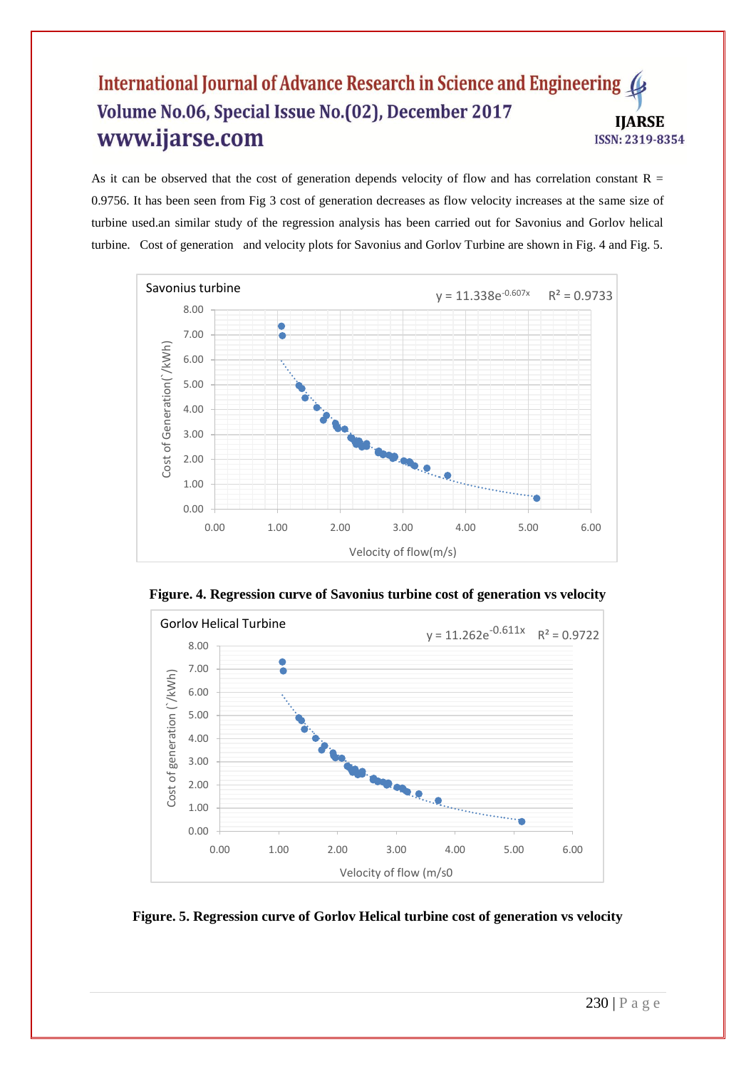As it can be observed that the cost of generation depends velocity of flow and has correlation constant R = 0.9756. It has been seen from Fig 3 cost of generation decreases as flow velocity increases at the same size of turbine used.an similar study of the regression analysis has been carried out for Savonius and Gorlov helical turbine. Cost of generation and velocity plots for Savonius and Gorlov Turbine are shown in Fig. 4 and Fig. 5.

**Figure. 4. Regression curve of Savonius turbine cost of generation vs velocity**

**Figure. 5. Regression curve of Gorlov Helical turbine cost of generation vs velocity**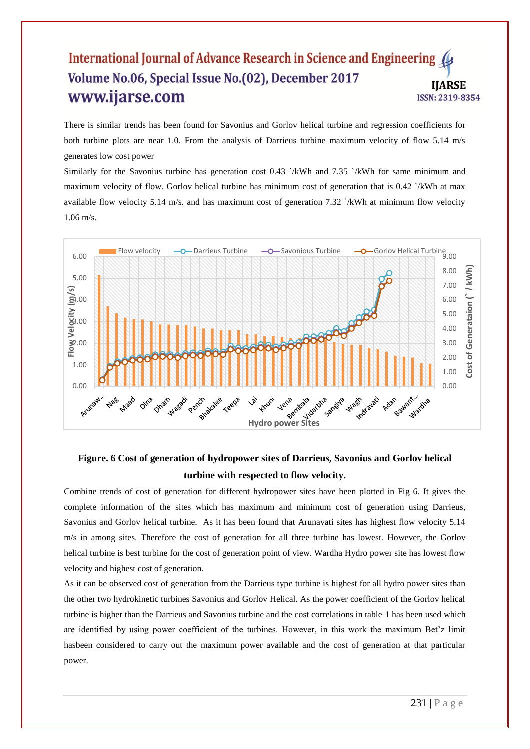There is similar trends has been found for Savonius and Gorlov helical turbine and regression coefficients for both turbine plots are near 1.0. From the analysis of Darrieus turbine maximum velocity of flow 5.14 m/s generates low cost power

Similarly for the Savonius turbine has generation cost 0.43 `/kWh and 7.35 `/kWh for same minimum and maximum velocity of flow. Gorlov helical turbine has minimum cost of generation that is 0.42 `/kWh at max available flow velocity 5.14 m/s. and has maximum cost of generation 7.32 `/kWh at minimum flow velocity 1.06 m/s.

**Figure. 6 Cost of generation of hydropower sites of Darrieus, Savonius and Gorlov helical turbine with respected to flow velocity.**

Combine trends of cost of generation for different hydropower sites have been plotted in Fig 6. It gives the complete information of the sites which has maximum and minimum cost of generation using Darrieus, Savonius and Gorlov helical turbine. As it has been found that Arunavati sites has highest flow velocity 5.14 m/s in among sites. Therefore the cost of generation for all three turbine has lowest. However, the Gorlov helical turbine is best turbine for the cost of generation point of view. Wardha Hydro power site has lowest flow velocity and highest cost of generation.

As it can be observed cost of generation from the Darrieus type turbine is highest for all hydro power sites than the other two hydrokinetic turbines Savonius and Gorlov Helical. As the power coefficient of the Gorlov helical turbine is higher than the Darrieus and Savonius turbine and the cost correlations in table 1 has been used which are identified by using power coefficient of the turbines. However, in this work the maximum Bet'z limit hasbeen considered to carry out the maximum power available and the cost of generation at that particular power.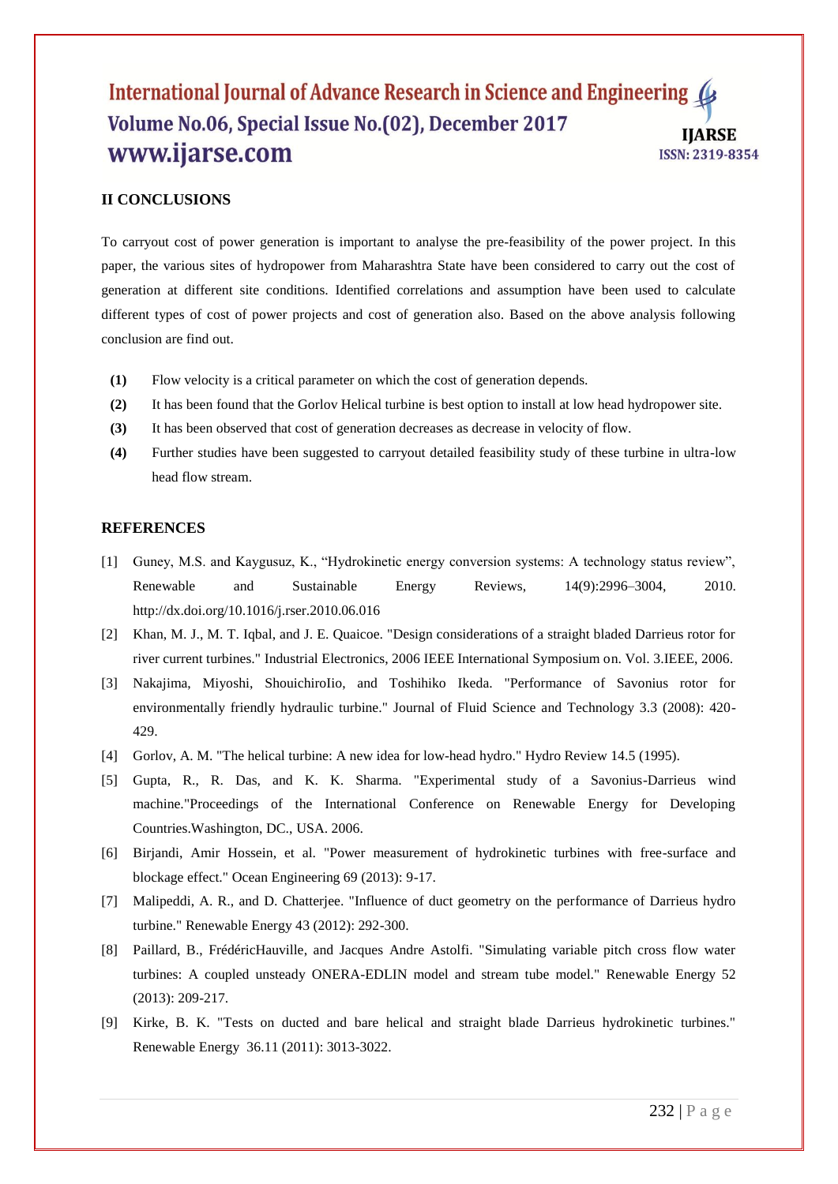## II CONCLUSIONS

To carryout cost of power generation is important to analyse the pre-feasibility of the power project. In this paper, the various sites of hydropower from Maharashtra State have been considered to carry out the cost of generation at different site conditions. Identified correlations and assumption have been used to calculate different types of cost of power projects and cost of generation also. Based on the above analysis following conclusion are find out.

**(1)** Flow velocity is a critical parameter on which the cost of generation depends.

**(2)** It has been found that the Gorlov Helical turbine is best option to install at low head hydropower site.

**(3)** It has been observed that cost of generation decreases as decrease in velocity of flow.

**(4)** Further studies have been suggested to carryout detailed feasibility study of these turbine in ultra-low head flow stream.

## REFERENCES

[1] Guney, M.S. and Kaygusuz, K., "Hydrokinetic energy conversion systems: A technology status review", Renewable and Sustainable Energy Reviews, 14(9):2996–3004, 2010. http://dx.doi.org/10.1016/j.rser.2010.06.016

[2] Khan, M. J., M. T. Iqbal, and J. E. Quaicoe. "Design considerations of a straight bladed Darrieus rotor for river current turbines." Industrial Electronics, 2006 IEEE International Symposium on. Vol. 3.IEEE, 2006.

[3] Nakajima, Miyoshi, ShouichiroIio, and Toshihiko Ikeda. "Performance of Savonius rotor for environmentally friendly hydraulic turbine." Journal of Fluid Science and Technology 3.3 (2008): 420-429.

[4] Gorlov, A. M. "The helical turbine: A new idea for low-head hydro." Hydro Review 14.5 (1995).

[5] Gupta, R., R. Das, and K. K. Sharma. "Experimental study of a Savonius-Darrieus wind machine."Proceedings of the International Conference on Renewable Energy for Developing Countries.Washington, DC., USA. 2006.

[6] Birjandi, Amir Hossein, et al. "Power measurement of hydrokinetic turbines with free-surface and blockage effect." Ocean Engineering 69 (2013): 9-17.

[7] Malipeddi, A. R., and D. Chatterjee. "Influence of duct geometry on the performance of Darrieus hydro turbine." Renewable Energy 43 (2012): 292-300.

[8] Paillard, B., FrédéricHauville, and Jacques Andre Astolfi. "Simulating variable pitch cross flow water turbines: A coupled unsteady ONERA-EDLIN model and stream tube model." Renewable Energy 52 (2013): 209-217.

[9] Kirke, B. K. "Tests on ducted and bare helical and straight blade Darrieus hydrokinetic turbines." Renewable Energy 36.11 (2011): 3013-3022.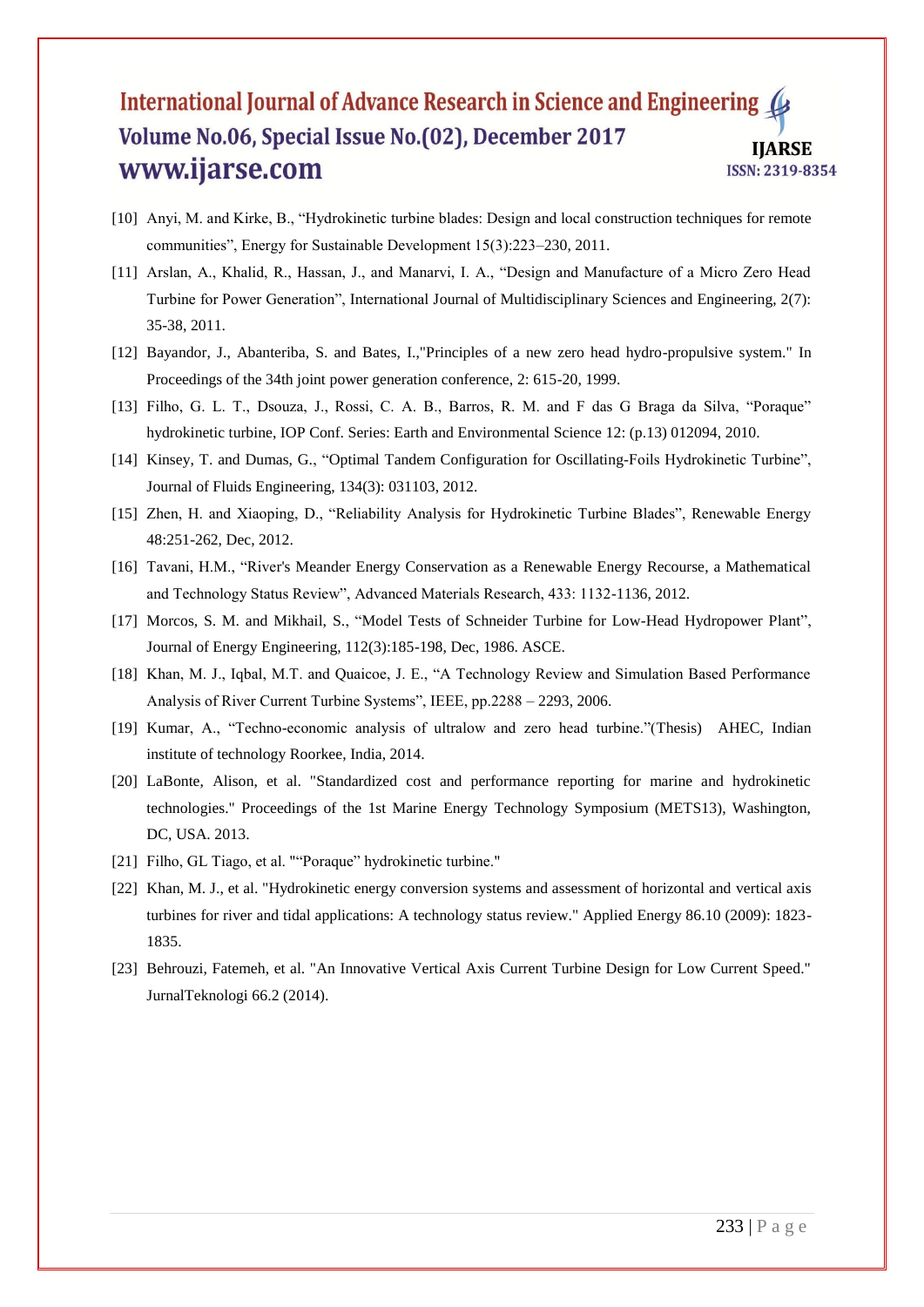[10] Anyi, M. and Kirke, B., "Hydrokinetic turbine blades: Design and local construction techniques for remote communities", Energy for Sustainable Development 15(3):223–230, 2011.

[11] Arslan, A., Khalid, R., Hassan, J., and Manarvi, I. A., "Design and Manufacture of a Micro Zero Head Turbine for Power Generation", International Journal of Multidisciplinary Sciences and Engineering, 2(7): 35-38, 2011.

[12] Bayandor, J., Abanteriba, S. and Bates, I.,"Principles of a new zero head hydro-propulsive system." In Proceedings of the 34th joint power generation conference, 2: 615-20, 1999.

[13] Filho, G. L. T., Dsouza, J., Rossi, C. A. B., Barros, R. M. and F das G Braga da Silva, "Poraque" hydrokinetic turbine, IOP Conf. Series: Earth and Environmental Science 12: (p.13) 012094, 2010.

[14] Kinsey, T. and Dumas, G., "Optimal Tandem Configuration for Oscillating-Foils Hydrokinetic Turbine", Journal of Fluids Engineering, 134(3): 031103, 2012.

[15] Zhen, H. and Xiaoping, D., "Reliability Analysis for Hydrokinetic Turbine Blades", Renewable Energy 48:251-262, Dec, 2012.

[16] Tavani, H.M., "River's Meander Energy Conservation as a Renewable Energy Recourse, a Mathematical and Technology Status Review", Advanced Materials Research, 433: 1132-1136, 2012.

[17] Morcos, S. M. and Mikhail, S., "Model Tests of Schneider Turbine for Low-Head Hydropower Plant", Journal of Energy Engineering, 112(3):185-198, Dec, 1986. ASCE.

[18] Khan, M. J., Iqbal, M.T. and Quaicoe, J. E., "A Technology Review and Simulation Based Performance Analysis of River Current Turbine Systems", IEEE, pp.2288 – 2293, 2006.

[19] Kumar, A., "Techno-economic analysis of ultralow and zero head turbine."(Thesis) AHEC, Indian institute of technology Roorkee, India, 2014.

[20] LaBonte, Alison, et al. "Standardized cost and performance reporting for marine and hydrokinetic technologies." Proceedings of the 1st Marine Energy Technology Symposium (METS13), Washington, DC, USA. 2013.

[21] Filho, GL Tiago, et al. ""Poraque" hydrokinetic turbine."

[22] Khan, M. J., et al. "Hydrokinetic energy conversion systems and assessment of horizontal and vertical axis turbines for river and tidal applications: A technology status review." Applied Energy 86.10 (2009): 1823-1835.

[23] Behrouzi, Fatemeh, et al. "An Innovative Vertical Axis Current Turbine Design for Low Current Speed." JurnalTeknologi 66.2 (2014).